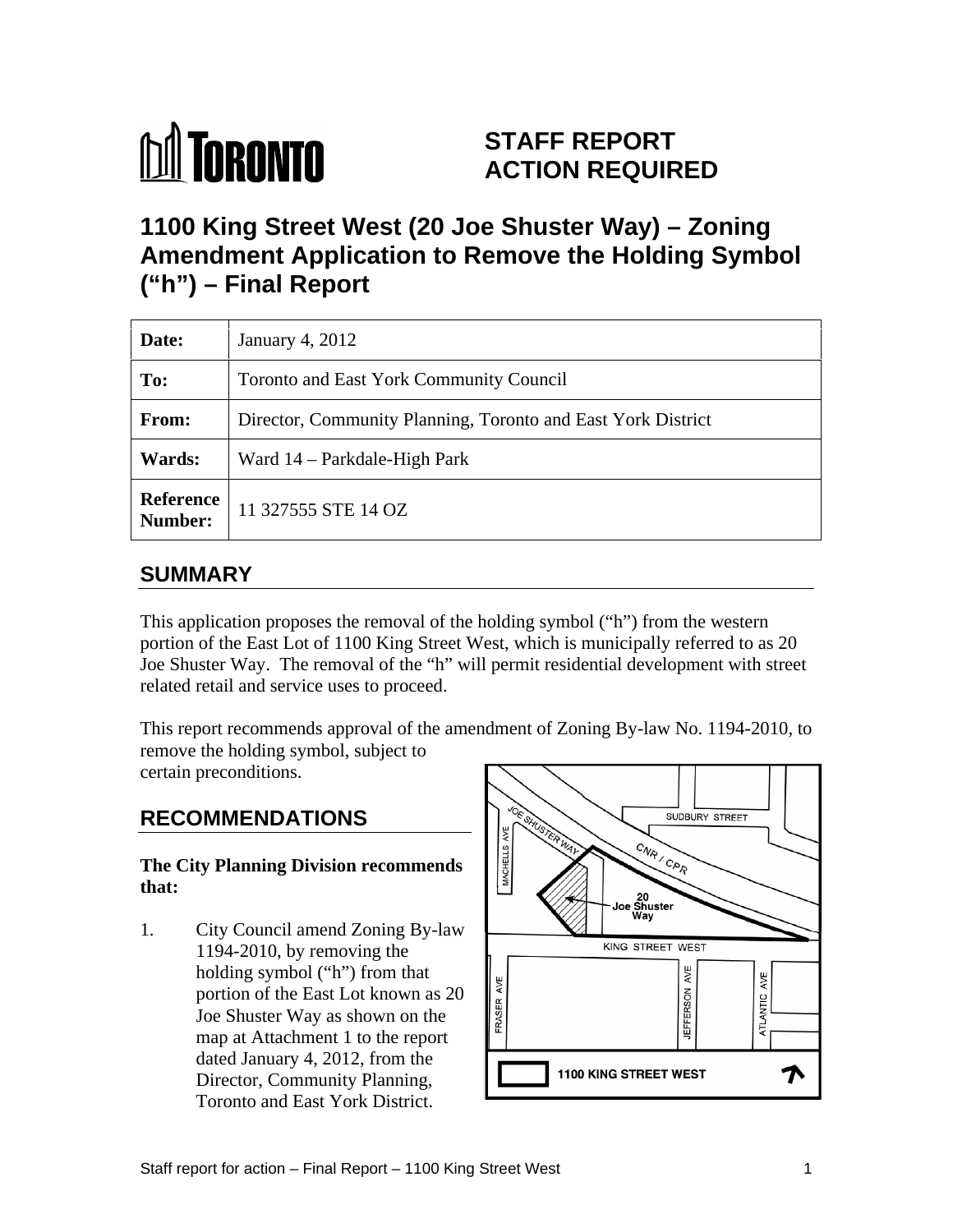# STAFF REPORT ACTION REQUIRED

## 1100 King Street West (20 Joe Shuster Way) – Zoning Amendment Application to Remove the Holding Symbol ("h") – Final Report

| Date: | January 4, 2012 |
|---|---|
| To: | Toronto and East York Community Council |
| From: | Director, Community Planning, Toronto and East York District |
| Wards: | Ward 14 – Parkdale-High Park |
| Reference Number: | 11 327555 STE 14 OZ |

## SUMMARY

This application proposes the removal of the holding symbol ("h") from the western portion of the East Lot of 1100 King Street West, which is municipally referred to as 20 Joe Shuster Way. The removal of the "h" will permit residential development with street related retail and service uses to proceed.

This report recommends approval of the amendment of Zoning By-law No. 1194-2010, to remove the holding symbol, subject to certain preconditions.

## RECOMMENDATIONS

**The City Planning Division recommends that:**

1. City Council amend Zoning By-law 1194-2010, by removing the holding symbol ("h") from that portion of the East Lot known as 20 Joe Shuster Way as shown on the map at Attachment 1 to the report dated January 4, 2012, from the Director, Community Planning, Toronto and East York District.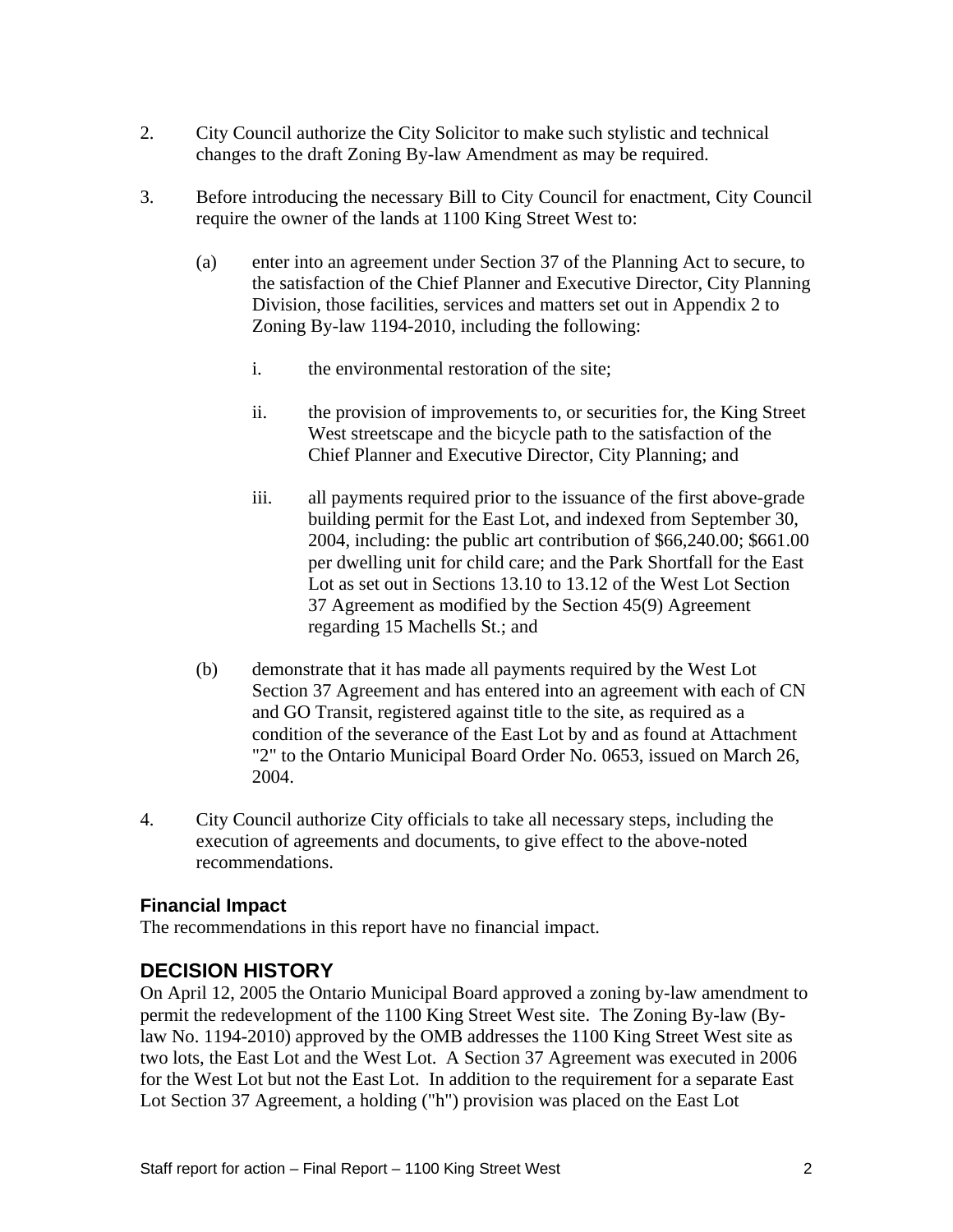2. City Council authorize the City Solicitor to make such stylistic and technical changes to the draft Zoning By-law Amendment as may be required.

3. Before introducing the necessary Bill to City Council for enactment, City Council require the owner of the lands at 1100 King Street West to:

   (a) enter into an agreement under Section 37 of the Planning Act to secure, to the satisfaction of the Chief Planner and Executive Director, City Planning Division, those facilities, services and matters set out in Appendix 2 to Zoning By-law 1194-2010, including the following:

      i. the environmental restoration of the site;

      ii. the provision of improvements to, or securities for, the King Street West streetscape and the bicycle path to the satisfaction of the Chief Planner and Executive Director, City Planning; and

      iii. all payments required prior to the issuance of the first above-grade building permit for the East Lot, and indexed from September 30, 2004, including: the public art contribution of $66,240.00; $661.00 per dwelling unit for child care; and the Park Shortfall for the East Lot as set out in Sections 13.10 to 13.12 of the West Lot Section 37 Agreement as modified by the Section 45(9) Agreement regarding 15 Machells St.; and

   (b) demonstrate that it has made all payments required by the West Lot Section 37 Agreement and has entered into an agreement with each of CN and GO Transit, registered against title to the site, as required as a condition of the severance of the East Lot by and as found at Attachment "2" to the Ontario Municipal Board Order No. 0653, issued on March 26, 2004.

4. City Council authorize City officials to take all necessary steps, including the execution of agreements and documents, to give effect to the above-noted recommendations.

### Financial Impact

The recommendations in this report have no financial impact.

## DECISION HISTORY

On April 12, 2005 the Ontario Municipal Board approved a zoning by-law amendment to permit the redevelopment of the 1100 King Street West site. The Zoning By-law (By-law No. 1194-2010) approved by the OMB addresses the 1100 King Street West site as two lots, the East Lot and the West Lot. A Section 37 Agreement was executed in 2006 for the West Lot but not the East Lot. In addition to the requirement for a separate East Lot Section 37 Agreement, a holding ("h") provision was placed on the East Lot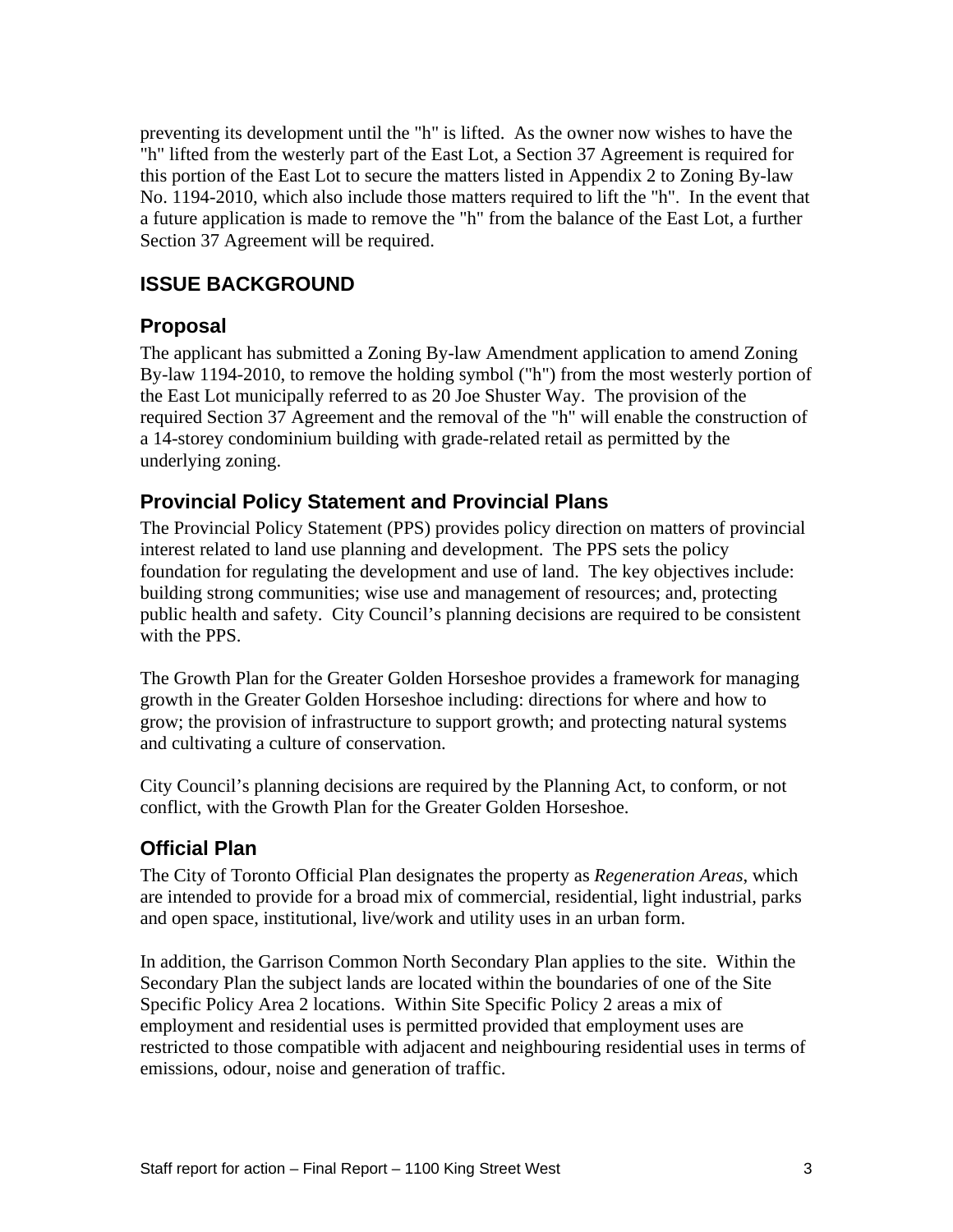preventing its development until the "h" is lifted. As the owner now wishes to have the "h" lifted from the westerly part of the East Lot, a Section 37 Agreement is required for this portion of the East Lot to secure the matters listed in Appendix 2 to Zoning By-law No. 1194-2010, which also include those matters required to lift the "h". In the event that a future application is made to remove the "h" from the balance of the East Lot, a further Section 37 Agreement will be required.

## ISSUE BACKGROUND

### Proposal

The applicant has submitted a Zoning By-law Amendment application to amend Zoning By-law 1194-2010, to remove the holding symbol ("h") from the most westerly portion of the East Lot municipally referred to as 20 Joe Shuster Way. The provision of the required Section 37 Agreement and the removal of the "h" will enable the construction of a 14-storey condominium building with grade-related retail as permitted by the underlying zoning.

### Provincial Policy Statement and Provincial Plans

The Provincial Policy Statement (PPS) provides policy direction on matters of provincial interest related to land use planning and development. The PPS sets the policy foundation for regulating the development and use of land. The key objectives include: building strong communities; wise use and management of resources; and, protecting public health and safety. City Council's planning decisions are required to be consistent with the PPS.

The Growth Plan for the Greater Golden Horseshoe provides a framework for managing growth in the Greater Golden Horseshoe including: directions for where and how to grow; the provision of infrastructure to support growth; and protecting natural systems and cultivating a culture of conservation.

City Council's planning decisions are required by the Planning Act, to conform, or not conflict, with the Growth Plan for the Greater Golden Horseshoe.

### Official Plan

The City of Toronto Official Plan designates the property as *Regeneration Areas*, which are intended to provide for a broad mix of commercial, residential, light industrial, parks and open space, institutional, live/work and utility uses in an urban form.

In addition, the Garrison Common North Secondary Plan applies to the site. Within the Secondary Plan the subject lands are located within the boundaries of one of the Site Specific Policy Area 2 locations. Within Site Specific Policy 2 areas a mix of employment and residential uses is permitted provided that employment uses are restricted to those compatible with adjacent and neighbouring residential uses in terms of emissions, odour, noise and generation of traffic.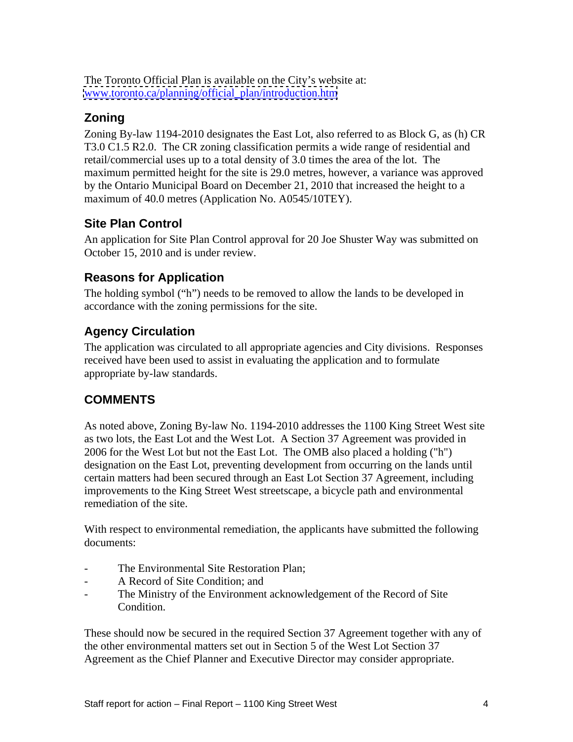The Toronto Official Plan is available on the City's website at:
[www.toronto.ca/planning/official_plan/introduction.htm](www.toronto.ca/planning/official_plan/introduction.htm)

## Zoning

Zoning By-law 1194-2010 designates the East Lot, also referred to as Block G, as (h) CR T3.0 C1.5 R2.0. The CR zoning classification permits a wide range of residential and retail/commercial uses up to a total density of 3.0 times the area of the lot. The maximum permitted height for the site is 29.0 metres, however, a variance was approved by the Ontario Municipal Board on December 21, 2010 that increased the height to a maximum of 40.0 metres (Application No. A0545/10TEY).

## Site Plan Control

An application for Site Plan Control approval for 20 Joe Shuster Way was submitted on October 15, 2010 and is under review.

## Reasons for Application

The holding symbol ("h") needs to be removed to allow the lands to be developed in accordance with the zoning permissions for the site.

## Agency Circulation

The application was circulated to all appropriate agencies and City divisions. Responses received have been used to assist in evaluating the application and to formulate appropriate by-law standards.

## COMMENTS

As noted above, Zoning By-law No. 1194-2010 addresses the 1100 King Street West site as two lots, the East Lot and the West Lot. A Section 37 Agreement was provided in 2006 for the West Lot but not the East Lot. The OMB also placed a holding ("h") designation on the East Lot, preventing development from occurring on the lands until certain matters had been secured through an East Lot Section 37 Agreement, including improvements to the King Street West streetscape, a bicycle path and environmental remediation of the site.

With respect to environmental remediation, the applicants have submitted the following documents:

- The Environmental Site Restoration Plan;
- A Record of Site Condition; and
- The Ministry of the Environment acknowledgement of the Record of Site Condition.

These should now be secured in the required Section 37 Agreement together with any of the other environmental matters set out in Section 5 of the West Lot Section 37 Agreement as the Chief Planner and Executive Director may consider appropriate.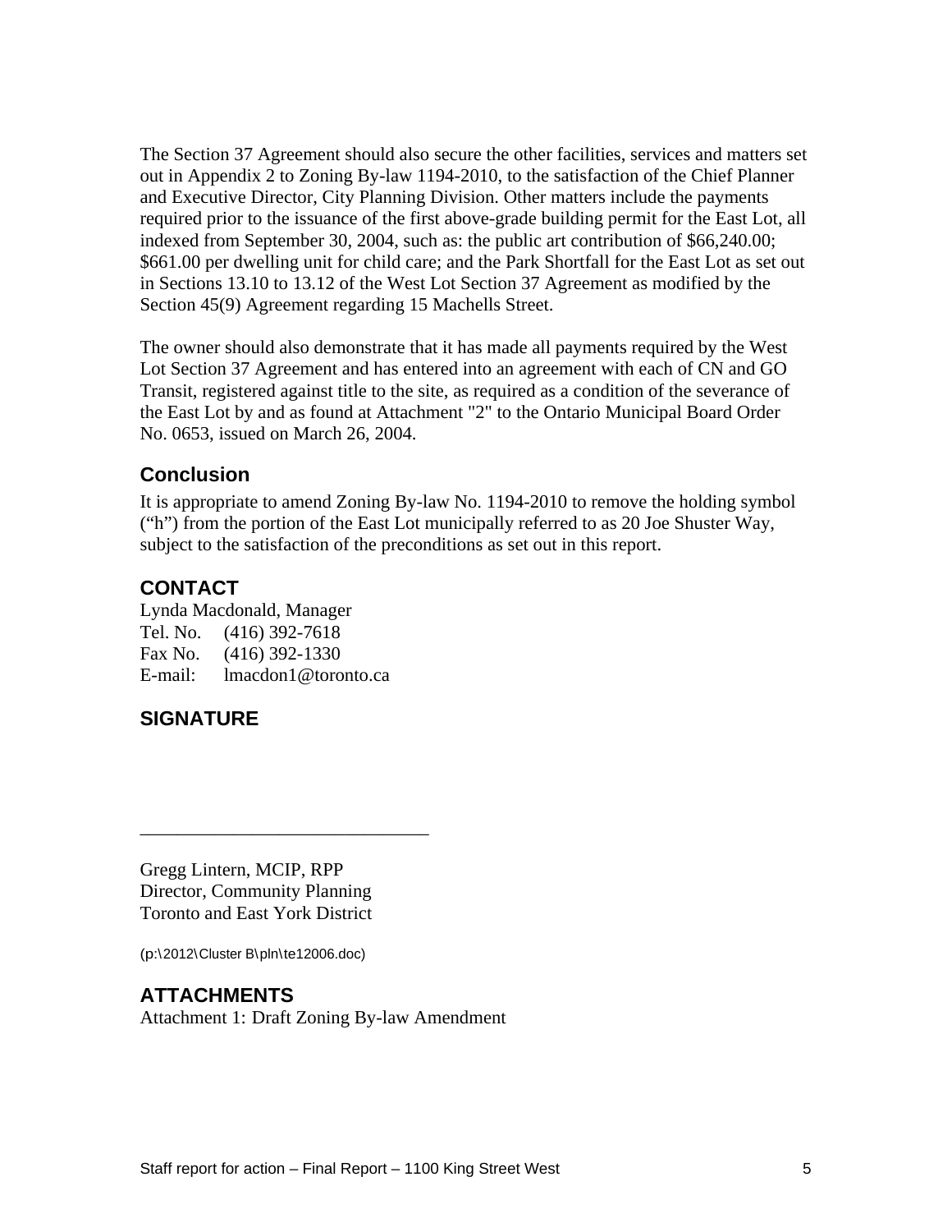The Section 37 Agreement should also secure the other facilities, services and matters set out in Appendix 2 to Zoning By-law 1194-2010, to the satisfaction of the Chief Planner and Executive Director, City Planning Division. Other matters include the payments required prior to the issuance of the first above-grade building permit for the East Lot, all indexed from September 30, 2004, such as: the public art contribution of $66,240.00; $661.00 per dwelling unit for child care; and the Park Shortfall for the East Lot as set out in Sections 13.10 to 13.12 of the West Lot Section 37 Agreement as modified by the Section 45(9) Agreement regarding 15 Machells Street.

The owner should also demonstrate that it has made all payments required by the West Lot Section 37 Agreement and has entered into an agreement with each of CN and GO Transit, registered against title to the site, as required as a condition of the severance of the East Lot by and as found at Attachment "2" to the Ontario Municipal Board Order No. 0653, issued on March 26, 2004.

## Conclusion

It is appropriate to amend Zoning By-law No. 1194-2010 to remove the holding symbol (“h”) from the portion of the East Lot municipally referred to as 20 Joe Shuster Way, subject to the satisfaction of the preconditions as set out in this report.

## CONTACT

Lynda Macdonald, Manager
Tel. No. (416) 392-7618
Fax No. (416) 392-1330
E-mail: lmacdon1@toronto.ca

## SIGNATURE

_______________________________

Gregg Lintern, MCIP, RPP
Director, Community Planning
Toronto and East York District

(p:\2012\Cluster B\pln\te12006.doc)

## ATTACHMENTS

Attachment 1: Draft Zoning By-law Amendment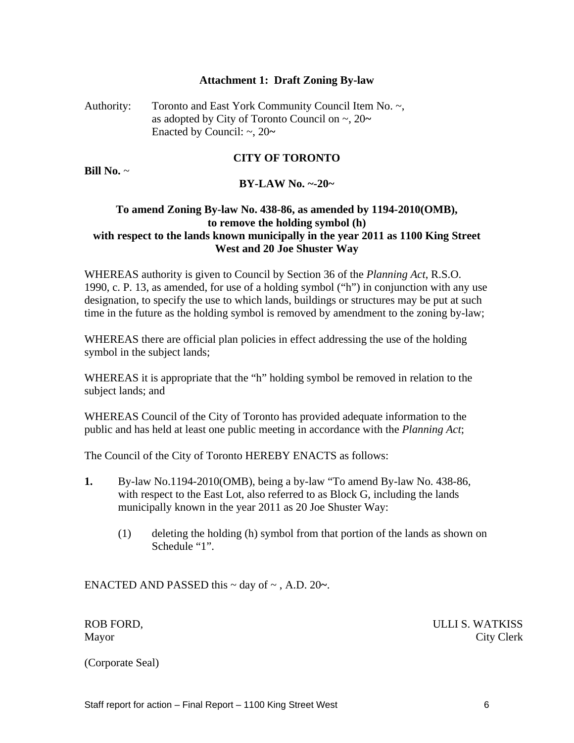## Attachment 1: Draft Zoning By-law

Authority: Toronto and East York Community Council Item No. ~, as adopted by City of Toronto Council on ~, 20~
Enacted by Council: ~, 20~

## CITY OF TORONTO

**Bill No.** ~

**BY-LAW No. ~-20~**

**To amend Zoning By-law No. 438-86, as amended by 1194-2010(OMB), to remove the holding symbol (h) with respect to the lands known municipally in the year 2011 as 1100 King Street West and 20 Joe Shuster Way**

WHEREAS authority is given to Council by Section 36 of the *Planning Act*, R.S.O. 1990, c. P. 13, as amended, for use of a holding symbol ("h") in conjunction with any use designation, to specify the use to which lands, buildings or structures may be put at such time in the future as the holding symbol is removed by amendment to the zoning by-law;

WHEREAS there are official plan policies in effect addressing the use of the holding symbol in the subject lands;

WHEREAS it is appropriate that the "h" holding symbol be removed in relation to the subject lands; and

WHEREAS Council of the City of Toronto has provided adequate information to the public and has held at least one public meeting in accordance with the *Planning Act*;

The Council of the City of Toronto HEREBY ENACTS as follows:

**1.** By-law No.1194-2010(OMB), being a by-law "To amend By-law No. 438-86, with respect to the East Lot, also referred to as Block G, including the lands municipally known in the year 2011 as 20 Joe Shuster Way:

(1) deleting the holding (h) symbol from that portion of the lands as shown on Schedule "1".

ENACTED AND PASSED this ~ day of ~ , A.D. 20~.

ROB FORD, Mayor

ULLI S. WATKISS City Clerk

(Corporate Seal)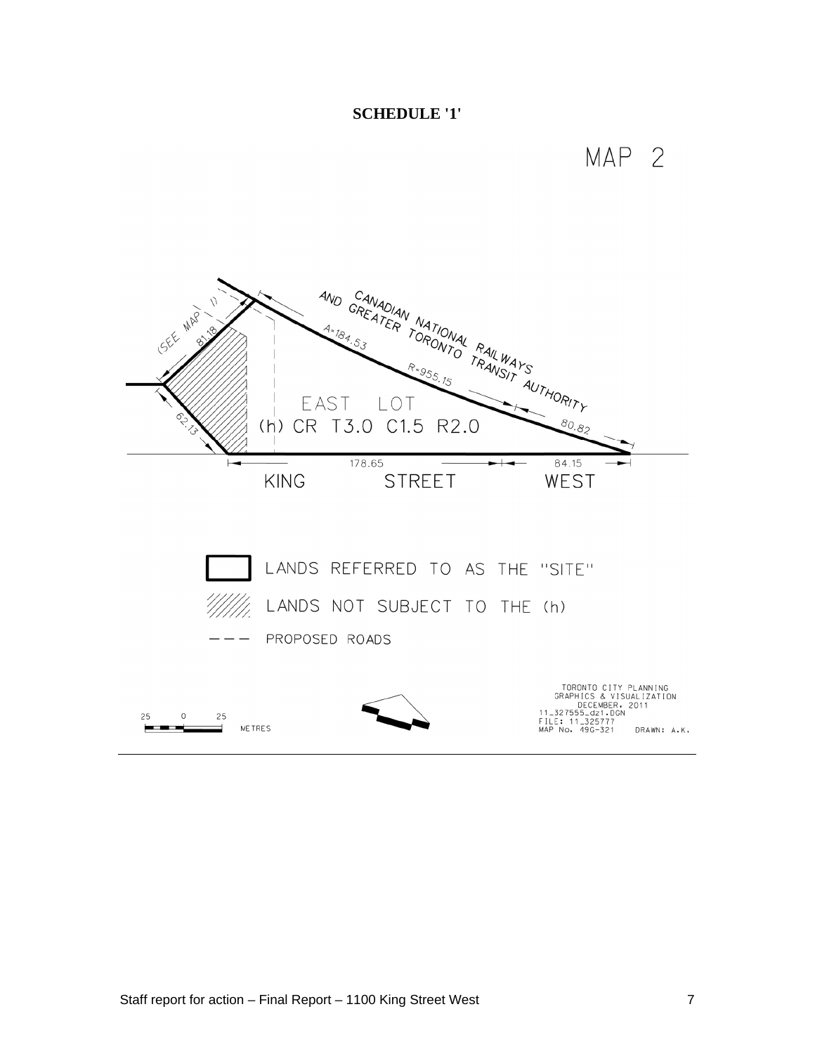**SCHEDULE '1'**

MAP 2

(SEE MAP 1)

81.18

62.13

A=184.53

R=955.15

80.82

CANADIAN NATIONAL RAILWAYS AND GREATER TORONTO TRANSIT AUTHORITY

EAST LOT

(h) CR T3.0 C1.5 R2.0

178.65

84.15

KING STREET WEST

LANDS REFERRED TO AS THE "SITE"

LANDS NOT SUBJECT TO THE (h)

PROPOSED ROADS

25 0 25

METRES

TORONTO CITY PLANNING
GRAPHICS & VISUALIZATION
DECEMBER, 2011
11_327555_dz1.DGN
FILE: 11_325777
MAP No. 49G-321 DRAWN: A.K.